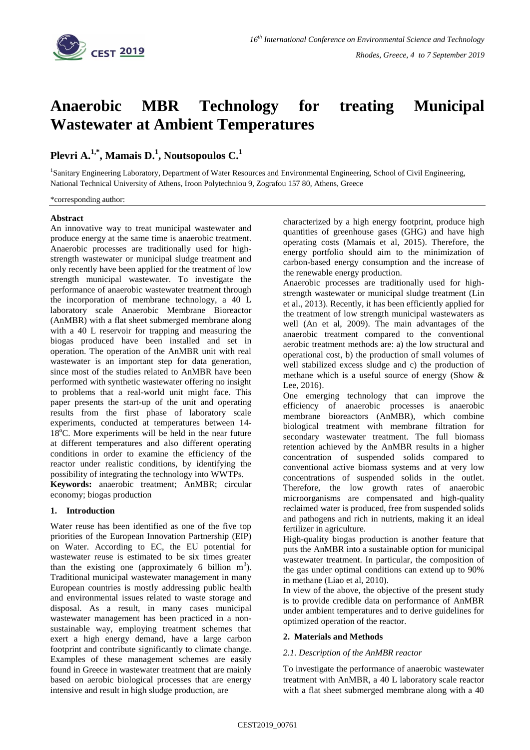# Anaerobic MBR Technology for treating Municipal Wastewater at Ambient Temperatures

**Plevri A.[1,*], Mamais D.[1], Noutsopoulos C.[1]**

[1]Sanitary Engineering Laboratory, Department of Water Resources and Environmental Engineering, School of Civil Engineering, National Technical University of Athens, Iroon Polytechniou 9, Zografou 157 80, Athens, Greece

*corresponding author:

**Abstract**

An innovative way to treat municipal wastewater and produce energy at the same time is anaerobic treatment. Anaerobic processes are traditionally used for high-strength wastewater or municipal sludge treatment and only recently have been applied for the treatment of low strength municipal wastewater. To investigate the performance of anaerobic wastewater treatment through the incorporation of membrane technology, a 40 L laboratory scale Anaerobic Membrane Bioreactor (AnMBR) with a flat sheet submerged membrane along with a 40 L reservoir for trapping and measuring the biogas produced have been installed and set in operation. The operation of the AnMBR unit with real wastewater is an important step for data generation, since most of the studies related to AnMBR have been performed with synthetic wastewater offering no insight to problems that a real-world unit might face. This paper presents the start-up of the unit and operating results from the first phase of laboratory scale experiments, conducted at temperatures between 14-18°C. More experiments will be held in the near future at different temperatures and also different operating conditions in order to examine the efficiency of the reactor under realistic conditions, by identifying the possibility of integrating the technology into WWTPs.

**Keywords:** anaerobic treatment; AnMBR; circular economy; biogas production

## 1. Introduction

Water reuse has been identified as one of the five top priorities of the European Innovation Partnership (EIP) on Water. According to EC, the EU potential for wastewater reuse is estimated to be six times greater than the existing one (approximately 6 billion $m^3$). Traditional municipal wastewater management in many European countries is mostly addressing public health and environmental issues related to waste storage and disposal. As a result, in many cases municipal wastewater management has been practiced in a non-sustainable way, employing treatment schemes that exert a high energy demand, have a large carbon footprint and contribute significantly to climate change. Examples of these management schemes are easily found in Greece in wastewater treatment that are mainly based on aerobic biological processes that are energy intensive and result in high sludge production, are characterized by a high energy footprint, produce high quantities of greenhouse gases (GHG) and have high operating costs (Mamais et al, 2015). Therefore, the energy portfolio should aim to the minimization of carbon-based energy consumption and the increase of the renewable energy production.

Anaerobic processes are traditionally used for high-strength wastewater or municipal sludge treatment (Lin et al., 2013). Recently, it has been efficiently applied for the treatment of low strength municipal wastewaters as well (An et al, 2009). The main advantages of the anaerobic treatment compared to the conventional aerobic treatment methods are: a) the low structural and operational cost, b) the production of small volumes of well stabilized excess sludge and c) the production of methane which is a useful source of energy (Show & Lee, 2016).

One emerging technology that can improve the efficiency of anaerobic processes is anaerobic membrane bioreactors (AnMBR), which combine biological treatment with membrane filtration for secondary wastewater treatment. The full biomass retention achieved by the AnMBR results in a higher concentration of suspended solids compared to conventional active biomass systems and at very low concentrations of suspended solids in the outlet. Therefore, the low growth rates of anaerobic microorganisms are compensated and high-quality reclaimed water is produced, free from suspended solids and pathogens and rich in nutrients, making it an ideal fertilizer in agriculture.

High-quality biogas production is another feature that puts the AnMBR into a sustainable option for municipal wastewater treatment. In particular, the composition of the gas under optimal conditions can extend up to 90% in methane (Liao et al, 2010).

In view of the above, the objective of the present study is to provide credible data on performance of AnMBR under ambient temperatures and to derive guidelines for optimized operation of the reactor.

## 2. Materials and Methods

### *2.1. Description of the AnMBR reactor*

To investigate the performance of anaerobic wastewater treatment with AnMBR, a 40 L laboratory scale reactor with a flat sheet submerged membrane along with a 40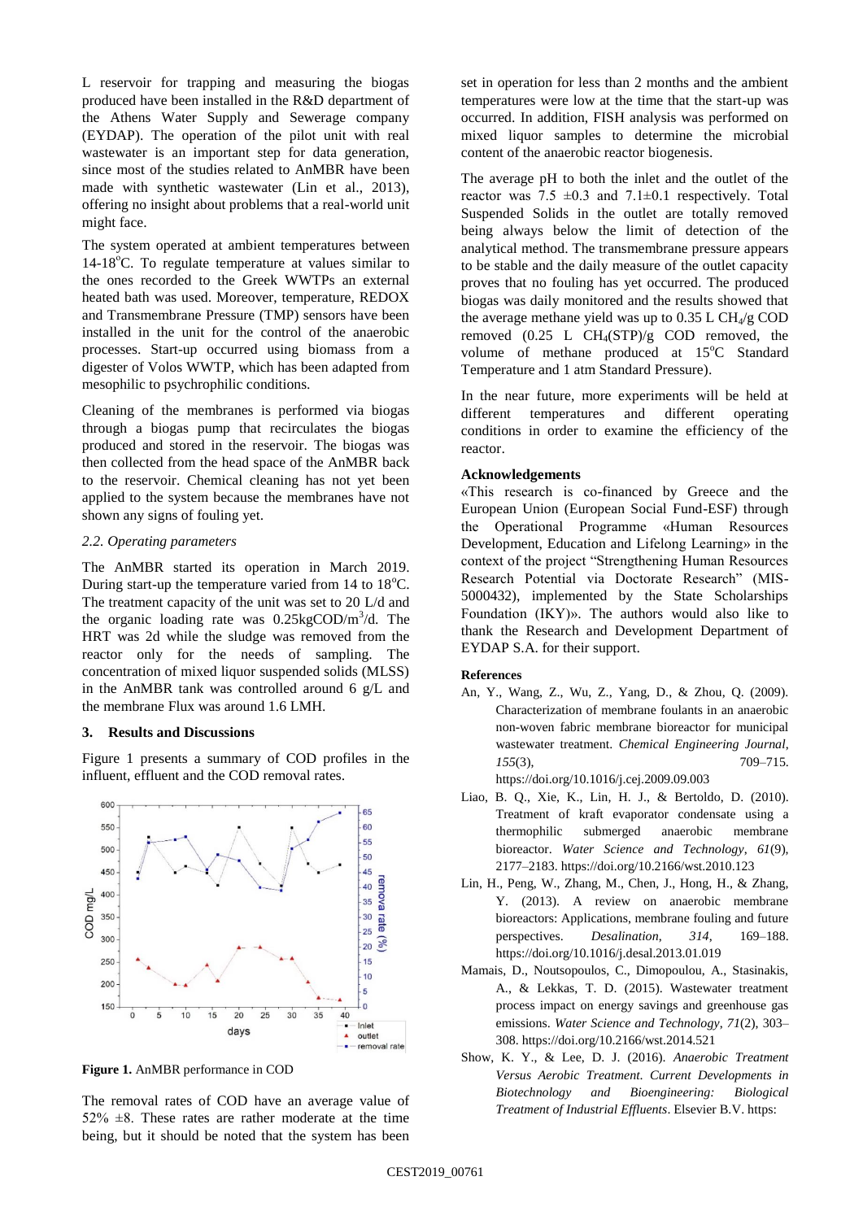L reservoir for trapping and measuring the biogas produced have been installed in the R&D department of the Athens Water Supply and Sewerage company (EYDAP). The operation of the pilot unit with real wastewater is an important step for data generation, since most of the studies related to AnMBR have been made with synthetic wastewater (Lin et al., 2013), offering no insight about problems that a real-world unit might face.

The system operated at ambient temperatures between 14-18°C. To regulate temperature at values similar to the ones recorded to the Greek WWTPs an external heated bath was used. Moreover, temperature, REDOX and Transmembrane Pressure (TMP) sensors have been installed in the unit for the control of the anaerobic processes. Start-up occurred using biomass from a digester of Volos WWTP, which has been adapted from mesophilic to psychrophilic conditions.

Cleaning of the membranes is performed via biogas through a biogas pump that recirculates the biogas produced and stored in the reservoir. The biogas was then collected from the head space of the AnMBR back to the reservoir. Chemical cleaning has not yet been applied to the system because the membranes have not shown any signs of fouling yet.

### *2.2. Operating parameters*

The AnMBR started its operation in March 2019. During start-up the temperature varied from 14 to 18°C. The treatment capacity of the unit was set to 20 L/d and the organic loading rate was $0.25 kgCOD/m^3/d$. The HRT was 2d while the sludge was removed from the reactor only for the needs of sampling. The concentration of mixed liquor suspended solids (MLSS) in the AnMBR tank was controlled around 6 g/L and the membrane Flux was around 1.6 LMH.

## 3. Results and Discussions

Figure 1 presents a summary of COD profiles in the influent, effluent and the COD removal rates.

COD mg/L
600
550
500
450
400
350
300
250
200
150
0 5 10 15 20 25 30 35 40
days
65
60
55
50
45
40
35
30
25
20
15
10
5
0
removal rate (%)
Inlet
outlet
removal rate

**Figure 1.** AnMBR performance in COD

The removal rates of COD have an average value of 52% ±8. These rates are rather moderate at the time being, but it should be noted that the system has been set in operation for less than 2 months and the ambient temperatures were low at the time that the start-up was occurred. In addition, FISH analysis was performed on mixed liquor samples to determine the microbial content of the anaerobic reactor biogenesis.

The average pH to both the inlet and the outlet of the reactor was 7.5 ±0.3 and 7.1±0.1 respectively. Total Suspended Solids in the outlet are totally removed being always below the limit of detection of the analytical method. The transmembrane pressure appears to be stable and the daily measure of the outlet capacity proves that no fouling has yet occurred. The produced biogas was daily monitored and the results showed that the average methane yield was up to 0.35 L $CH_4$/g COD removed (0.25 L $CH_4$(STP)/g COD removed, the volume of methane produced at 15°C Standard Temperature and 1 atm Standard Pressure).

In the near future, more experiments will be held at different temperatures and different operating conditions in order to examine the efficiency of the reactor.

### Acknowledgements

«This research is co-financed by Greece and the European Union (European Social Fund-ESF) through the Operational Programme «Human Resources Development, Education and Lifelong Learning» in the context of the project "Strengthening Human Resources Research Potential via Doctorate Research" (MIS-5000432), implemented by the State Scholarships Foundation (IKY)». The authors would also like to thank the Research and Development Department of EYDAP S.A. for their support.

### References

An, Y., Wang, Z., Wu, Z., Yang, D., & Zhou, Q. (2009). Characterization of membrane foulants in an anaerobic non-woven fabric membrane bioreactor for municipal wastewater treatment. *Chemical Engineering Journal*, *155*(3), 709–715. https://doi.org/10.1016/j.cej.2009.09.003

Liao, B. Q., Xie, K., Lin, H. J., & Bertoldo, D. (2010). Treatment of kraft evaporator condensate using a thermophilic submerged anaerobic membrane bioreactor. *Water Science and Technology*, *61*(9), 2177–2183. https://doi.org/10.2166/wst.2010.123

Lin, H., Peng, W., Zhang, M., Chen, J., Hong, H., & Zhang, Y. (2013). A review on anaerobic membrane bioreactors: Applications, membrane fouling and future perspectives. *Desalination*, *314*, 169–188. https://doi.org/10.1016/j.desal.2013.01.019

Mamais, D., Noutsopoulos, C., Dimopoulou, A., Stasinakis, A., & Lekkas, T. D. (2015). Wastewater treatment process impact on energy savings and greenhouse gas emissions. *Water Science and Technology*, *71*(2), 303–308. https://doi.org/10.2166/wst.2014.521

Show, K. Y., & Lee, D. J. (2016). *Anaerobic Treatment Versus Aerobic Treatment. Current Developments in Biotechnology and Bioengineering: Biological Treatment of Industrial Effluents*. Elsevier B.V. https: